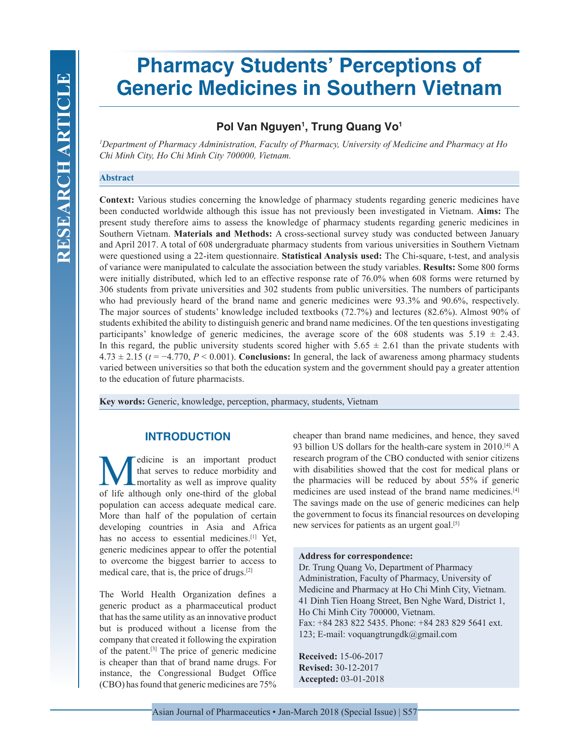# Pharmacy Students' Perceptions of Generic Medicines in Southern Vietnam

**Pol Van Nguyen[1], Trung Quang Vo[1]**

*[1]Department of Pharmacy Administration, Faculty of Pharmacy, University of Medicine and Pharmacy at Ho Chi Minh City, Ho Chi Minh City 700000, Vietnam.*

## Abstract

**Context:** Various studies concerning the knowledge of pharmacy students regarding generic medicines have been conducted worldwide although this issue has not previously been investigated in Vietnam. **Aims:** The present study therefore aims to assess the knowledge of pharmacy students regarding generic medicines in Southern Vietnam. **Materials and Methods:** A cross-sectional survey study was conducted between January and April 2017. A total of 608 undergraduate pharmacy students from various universities in Southern Vietnam were questioned using a 22-item questionnaire. **Statistical Analysis used:** The Chi-square, t-test, and analysis of variance were manipulated to calculate the association between the study variables. **Results:** Some 800 forms were initially distributed, which led to an effective response rate of 76.0% when 608 forms were returned by 306 students from private universities and 302 students from public universities. The numbers of participants who had previously heard of the brand name and generic medicines were 93.3% and 90.6%, respectively. The major sources of students' knowledge included textbooks (72.7%) and lectures (82.6%). Almost 90% of students exhibited the ability to distinguish generic and brand name medicines. Of the ten questions investigating participants' knowledge of generic medicines, the average score of the 608 students was 5.19 ± 2.43. In this regard, the public university students scored higher with 5.65 ± 2.61 than the private students with 4.73 ± 2.15 ($t = -4.770$, $P < 0.001$). **Conclusions:** In general, the lack of awareness among pharmacy students varied between universities so that both the education system and the government should pay a greater attention to the education of future pharmacists.

**Key words:** Generic, knowledge, perception, pharmacy, students, Vietnam

## INTRODUCTION

Medicine is an important product that serves to reduce morbidity and mortality as well as improve quality of life although only one-third of the global population can access adequate medical care. More than half of the population of certain developing countries in Asia and Africa has no access to essential medicines.[1] Yet, generic medicines appear to offer the potential to overcome the biggest barrier to access to medical care, that is, the price of drugs.[2]

The World Health Organization defines a generic product as a pharmaceutical product that has the same utility as an innovative product but is produced without a license from the company that created it following the expiration of the patent.[3] The price of generic medicine is cheaper than that of brand name drugs. For instance, the Congressional Budget Office (CBO) has found that generic medicines are 75% cheaper than brand name medicines, and hence, they saved 93 billion US dollars for the health-care system in 2010.[4] A research program of the CBO conducted with senior citizens with disabilities showed that the cost for medical plans or the pharmacies will be reduced by about 55% if generic medicines are used instead of the brand name medicines.[4] The savings made on the use of generic medicines can help the government to focus its financial resources on developing new services for patients as an urgent goal.[5]

**Address for correspondence:**
Dr. Trung Quang Vo, Department of Pharmacy Administration, Faculty of Pharmacy, University of Medicine and Pharmacy at Ho Chi Minh City, Vietnam. 41 Dinh Tien Hoang Street, Ben Nghe Ward, District 1, Ho Chi Minh City 700000, Vietnam.
Fax: +84 283 822 5435. Phone: +84 283 829 5641 ext. 123; E-mail: voquangtrungdk@gmail.com

**Received:** 15-06-2017
**Revised:** 30-12-2017
**Accepted:** 03-01-2018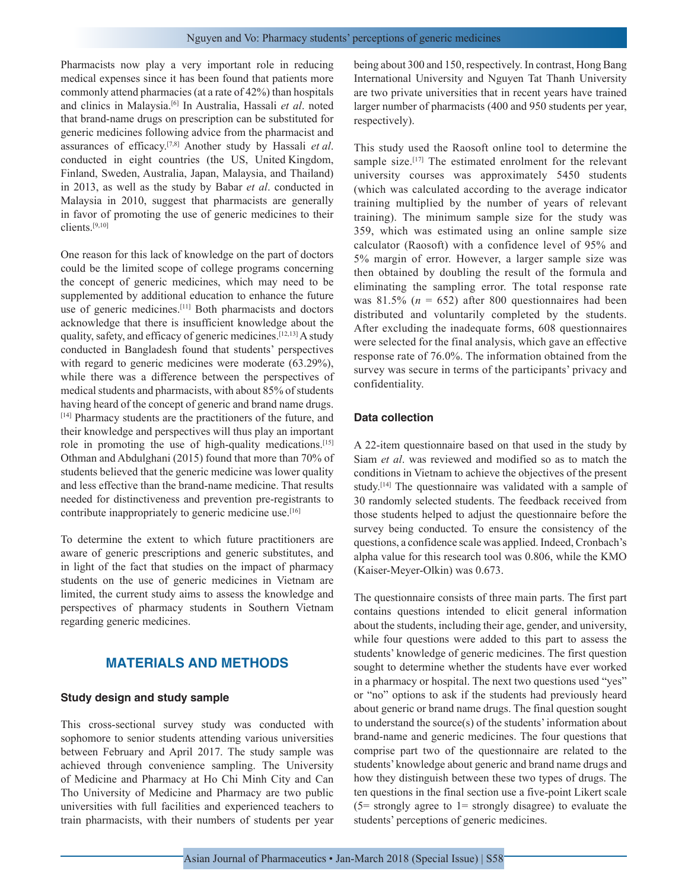Pharmacists now play a very important role in reducing medical expenses since it has been found that patients more commonly attend pharmacies (at a rate of 42%) than hospitals and clinics in Malaysia.[6] In Australia, Hassali *et al*. noted that brand-name drugs on prescription can be substituted for generic medicines following advice from the pharmacist and assurances of efficacy.[7,8] Another study by Hassali *et al*. conducted in eight countries (the US, United Kingdom, Finland, Sweden, Australia, Japan, Malaysia, and Thailand) in 2013, as well as the study by Babar *et al*. conducted in Malaysia in 2010, suggest that pharmacists are generally in favor of promoting the use of generic medicines to their clients.[9,10]

One reason for this lack of knowledge on the part of doctors could be the limited scope of college programs concerning the concept of generic medicines, which may need to be supplemented by additional education to enhance the future use of generic medicines.[11] Both pharmacists and doctors acknowledge that there is insufficient knowledge about the quality, safety, and efficacy of generic medicines.[12,13] A study conducted in Bangladesh found that students' perspectives with regard to generic medicines were moderate (63.29%), while there was a difference between the perspectives of medical students and pharmacists, with about 85% of students having heard of the concept of generic and brand name drugs.[14] Pharmacy students are the practitioners of the future, and their knowledge and perspectives will thus play an important role in promoting the use of high-quality medications.[15] Othman and Abdulghani (2015) found that more than 70% of students believed that the generic medicine was lower quality and less effective than the brand-name medicine. That results needed for distinctiveness and prevention pre-registrants to contribute inappropriately to generic medicine use.[16]

To determine the extent to which future practitioners are aware of generic prescriptions and generic substitutes, and in light of the fact that studies on the impact of pharmacy students on the use of generic medicines in Vietnam are limited, the current study aims to assess the knowledge and perspectives of pharmacy students in Southern Vietnam regarding generic medicines.

## MATERIALS AND METHODS

### Study design and study sample

This cross-sectional survey study was conducted with sophomore to senior students attending various universities between February and April 2017. The study sample was achieved through convenience sampling. The University of Medicine and Pharmacy at Ho Chi Minh City and Can Tho University of Medicine and Pharmacy are two public universities with full facilities and experienced teachers to train pharmacists, with their numbers of students per year being about 300 and 150, respectively. In contrast, Hong Bang International University and Nguyen Tat Thanh University are two private universities that in recent years have trained larger number of pharmacists (400 and 950 students per year, respectively).

This study used the Raosoft online tool to determine the sample size.[17] The estimated enrolment for the relevant university courses was approximately 5450 students (which was calculated according to the average indicator training multiplied by the number of years of relevant training). The minimum sample size for the study was 359, which was estimated using an online sample size calculator (Raosoft) with a confidence level of 95% and 5% margin of error. However, a larger sample size was then obtained by doubling the result of the formula and eliminating the sampling error. The total response rate was 81.5% ($n$ = 652) after 800 questionnaires had been distributed and voluntarily completed by the students. After excluding the inadequate forms, 608 questionnaires were selected for the final analysis, which gave an effective response rate of 76.0%. The information obtained from the survey was secure in terms of the participants' privacy and confidentiality.

### Data collection

A 22-item questionnaire based on that used in the study by Siam *et al*. was reviewed and modified so as to match the conditions in Vietnam to achieve the objectives of the present study.[14] The questionnaire was validated with a sample of 30 randomly selected students. The feedback received from those students helped to adjust the questionnaire before the survey being conducted. To ensure the consistency of the questions, a confidence scale was applied. Indeed, Cronbach's alpha value for this research tool was 0.806, while the KMO (Kaiser-Meyer-Olkin) was 0.673.

The questionnaire consists of three main parts. The first part contains questions intended to elicit general information about the students, including their age, gender, and university, while four questions were added to this part to assess the students' knowledge of generic medicines. The first question sought to determine whether the students have ever worked in a pharmacy or hospital. The next two questions used "yes" or "no" options to ask if the students had previously heard about generic or brand name drugs. The final question sought to understand the source(s) of the students' information about brand-name and generic medicines. The four questions that comprise part two of the questionnaire are related to the students' knowledge about generic and brand name drugs and how they distinguish between these two types of drugs. The ten questions in the final section use a five-point Likert scale (5= strongly agree to 1= strongly disagree) to evaluate the students' perceptions of generic medicines.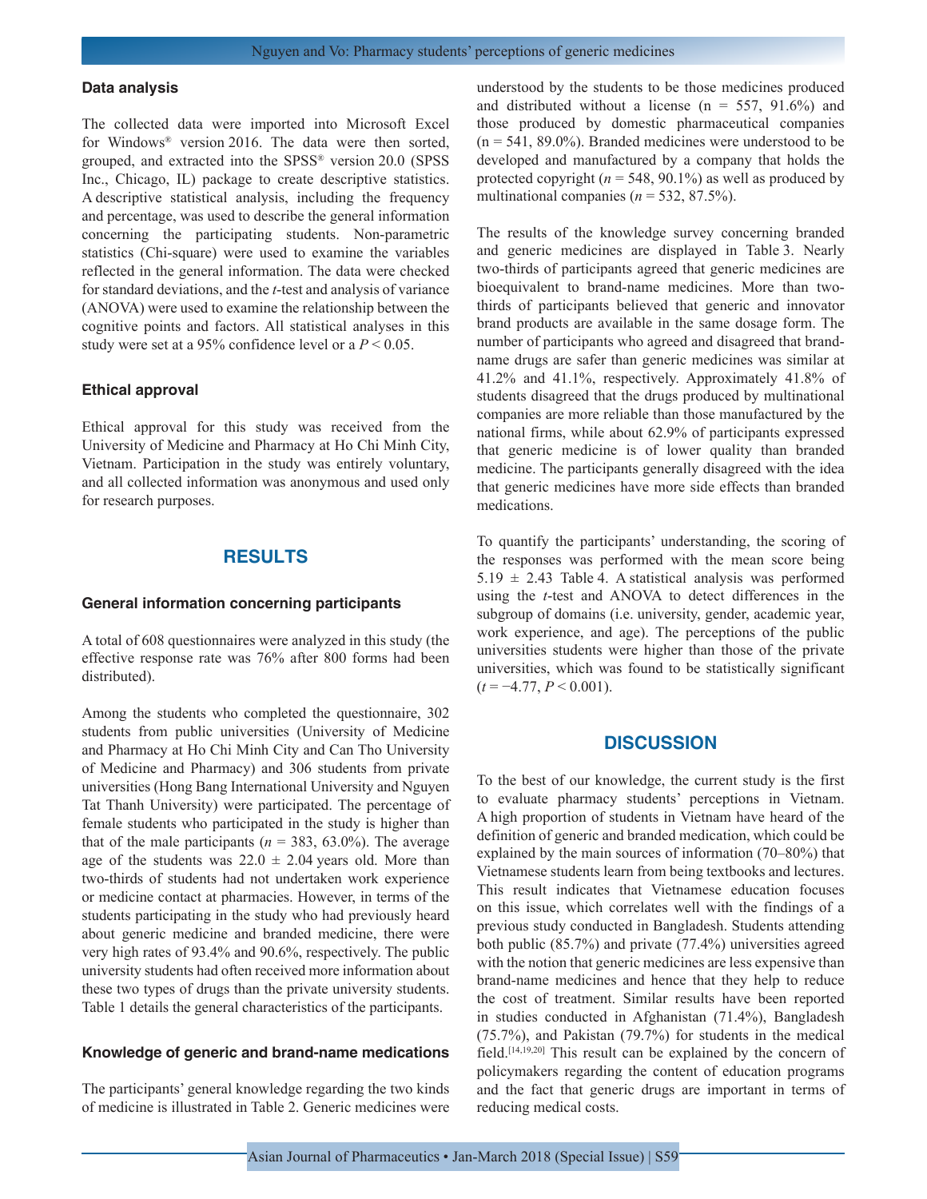### Data analysis

The collected data were imported into Microsoft Excel for Windows® version 2016. The data were then sorted, grouped, and extracted into the SPSS® version 20.0 (SPSS Inc., Chicago, IL) package to create descriptive statistics. A descriptive statistical analysis, including the frequency and percentage, was used to describe the general information concerning the participating students. Non-parametric statistics (Chi-square) were used to examine the variables reflected in the general information. The data were checked for standard deviations, and the *t*-test and analysis of variance (ANOVA) were used to examine the relationship between the cognitive points and factors. All statistical analyses in this study were set at a 95% confidence level or a $P < 0.05$.

### Ethical approval

Ethical approval for this study was received from the University of Medicine and Pharmacy at Ho Chi Minh City, Vietnam. Participation in the study was entirely voluntary, and all collected information was anonymous and used only for research purposes.

## RESULTS

### General information concerning participants

A total of 608 questionnaires were analyzed in this study (the effective response rate was 76% after 800 forms had been distributed).

Among the students who completed the questionnaire, 302 students from public universities (University of Medicine and Pharmacy at Ho Chi Minh City and Can Tho University of Medicine and Pharmacy) and 306 students from private universities (Hong Bang International University and Nguyen Tat Thanh University) were participated. The percentage of female students who participated in the study is higher than that of the male participants ($n = 383$, 63.0%). The average age of the students was $22.0 \pm 2.04$ years old. More than two-thirds of students had not undertaken work experience or medicine contact at pharmacies. However, in terms of the students participating in the study who had previously heard about generic medicine and branded medicine, there were very high rates of 93.4% and 90.6%, respectively. The public university students had often received more information about these two types of drugs than the private university students. Table 1 details the general characteristics of the participants.

### Knowledge of generic and brand-name medications

The participants' general knowledge regarding the two kinds of medicine is illustrated in Table 2. Generic medicines were understood by the students to be those medicines produced and distributed without a license (n = 557, 91.6%) and those produced by domestic pharmaceutical companies (n = 541, 89.0%). Branded medicines were understood to be developed and manufactured by a company that holds the protected copyright ($n = 548$, 90.1%) as well as produced by multinational companies ($n = 532$, 87.5%).

The results of the knowledge survey concerning branded and generic medicines are displayed in Table 3. Nearly two-thirds of participants agreed that generic medicines are bioequivalent to brand-name medicines. More than two-thirds of participants believed that generic and innovator brand products are available in the same dosage form. The number of participants who agreed and disagreed that brand-name drugs are safer than generic medicines was similar at 41.2% and 41.1%, respectively. Approximately 41.8% of students disagreed that the drugs produced by multinational companies are more reliable than those manufactured by the national firms, while about 62.9% of participants expressed that generic medicine is of lower quality than branded medicine. The participants generally disagreed with the idea that generic medicines have more side effects than branded medications.

To quantify the participants' understanding, the scoring of the responses was performed with the mean score being $5.19 \pm 2.43$ Table 4. A statistical analysis was performed using the *t*-test and ANOVA to detect differences in the subgroup of domains (i.e. university, gender, academic year, work experience, and age). The perceptions of the public universities students were higher than those of the private universities, which was found to be statistically significant ($t = -4.77$, $P < 0.001$).

## DISCUSSION

To the best of our knowledge, the current study is the first to evaluate pharmacy students' perceptions in Vietnam. A high proportion of students in Vietnam have heard of the definition of generic and branded medication, which could be explained by the main sources of information (70–80%) that Vietnamese students learn from being textbooks and lectures. This result indicates that Vietnamese education focuses on this issue, which correlates well with the findings of a previous study conducted in Bangladesh. Students attending both public (85.7%) and private (77.4%) universities agreed with the notion that generic medicines are less expensive than brand-name medicines and hence that they help to reduce the cost of treatment. Similar results have been reported in studies conducted in Afghanistan (71.4%), Bangladesh (75.7%), and Pakistan (79.7%) for students in the medical field.[14,19,20] This result can be explained by the concern of policymakers regarding the content of education programs and the fact that generic drugs are important in terms of reducing medical costs.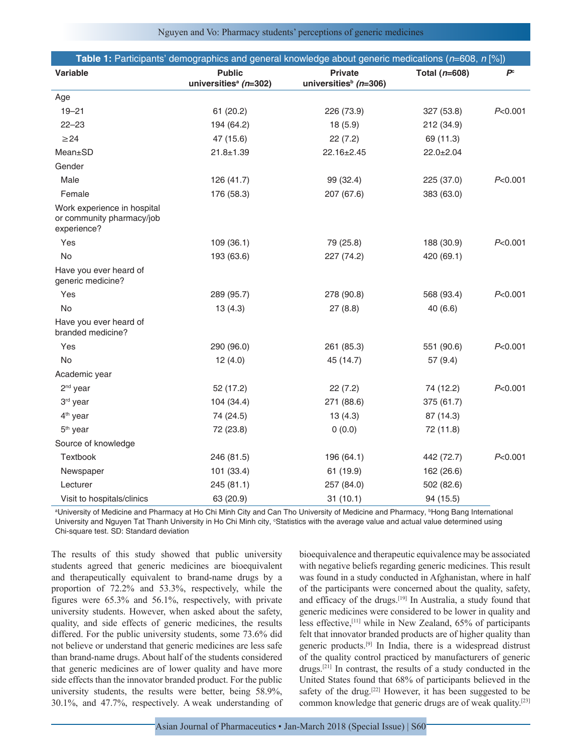**Table 1:** Participants' demographics and general knowledge about generic medications (*n*=608, *n* [%])

| Variable | Public universities[a] (*n*=302) | Private universities[b] (*n*=306) | Total (*n*=608) | *P*[c] |
|---|---|---|---|---|
| Age | | | | |
| 19–21 | 61 (20.2) | 226 (73.9) | 327 (53.8) | *P*<0.001 |
| 22–23 | 194 (64.2) | 18 (5.9) | 212 (34.9) | |
| ≥24 | 47 (15.6) | 22 (7.2) | 69 (11.3) | |
| Mean±SD | 21.8±1.39 | 22.16±2.45 | 22.0±2.04 | |
| Gender | | | | |
| Male | 126 (41.7) | 99 (32.4) | 225 (37.0) | *P*<0.001 |
| Female | 176 (58.3) | 207 (67.6) | 383 (63.0) | |
| Work experience in hospital or community pharmacy/job experience? | | | | |
| Yes | 109 (36.1) | 79 (25.8) | 188 (30.9) | *P*<0.001 |
| No | 193 (63.6) | 227 (74.2) | 420 (69.1) | |
| Have you ever heard of generic medicine? | | | | |
| Yes | 289 (95.7) | 278 (90.8) | 568 (93.4) | *P*<0.001 |
| No | 13 (4.3) | 27 (8.8) | 40 (6.6) | |
| Have you ever heard of branded medicine? | | | | |
| Yes | 290 (96.0) | 261 (85.3) | 551 (90.6) | *P*<0.001 |
| No | 12 (4.0) | 45 (14.7) | 57 (9.4) | |
| Academic year | | | | |
| 2nd year | 52 (17.2) | 22 (7.2) | 74 (12.2) | *P*<0.001 |
| 3rd year | 104 (34.4) | 271 (88.6) | 375 (61.7) | |
| 4th year | 74 (24.5) | 13 (4.3) | 87 (14.3) | |
| 5th year | 72 (23.8) | 0 (0.0) | 72 (11.8) | |
| Source of knowledge | | | | |
| Textbook | 246 (81.5) | 196 (64.1) | 442 (72.7) | *P*<0.001 |
| Newspaper | 101 (33.4) | 61 (19.9) | 162 (26.6) | |
| Lecturer | 245 (81.1) | 257 (84.0) | 502 (82.6) | |
| Visit to hospitals/clinics | 63 (20.9) | 31 (10.1) | 94 (15.5) | |

[a]University of Medicine and Pharmacy at Ho Chi Minh City and Can Tho University of Medicine and Pharmacy, [b]Hong Bang International University and Nguyen Tat Thanh University in Ho Chi Minh city, [c]Statistics with the average value and actual value determined using Chi-square test. SD: Standard deviation

The results of this study showed that public university students agreed that generic medicines are bioequivalent and therapeutically equivalent to brand-name drugs by a proportion of 72.2% and 53.3%, respectively, while the figures were 65.3% and 56.1%, respectively, with private university students. However, when asked about the safety, quality, and side effects of generic medicines, the results differed. For the public university students, some 73.6% did not believe or understand that generic medicines are less safe than brand-name drugs. About half of the students considered that generic medicines are of lower quality and have more side effects than the innovator branded product. For the public university students, the results were better, being 58.9%, 30.1%, and 47.7%, respectively. A weak understanding of bioequivalence and therapeutic equivalence may be associated with negative beliefs regarding generic medicines. This result was found in a study conducted in Afghanistan, where in half of the participants were concerned about the quality, safety, and efficacy of the drugs.[19] In Australia, a study found that generic medicines were considered to be lower in quality and less effective,[11] while in New Zealand, 65% of participants felt that innovator branded products are of higher quality than generic products.[9] In India, there is a widespread distrust of the quality control practiced by manufacturers of generic drugs.[21] In contrast, the results of a study conducted in the United States found that 68% of participants believed in the safety of the drug.[22] However, it has been suggested to be common knowledge that generic drugs are of weak quality.[23]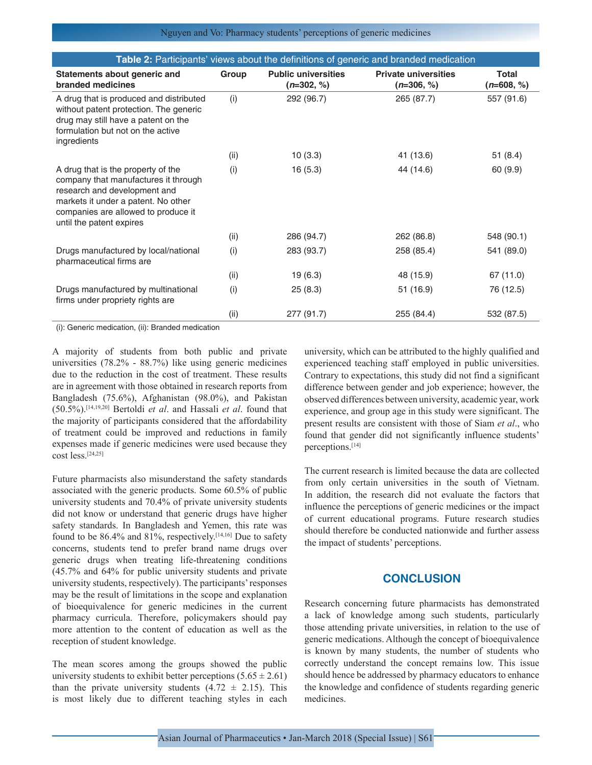**Table 2:** Participants' views about the definitions of generic and branded medication

| Statements about generic and branded medicines | Group | Public universities (*n*=302, %) | Private universities (*n*=306, %) | Total (*n*=608, %) |
|---|---|---|---|---|
| A drug that is produced and distributed without patent protection. The generic drug may still have a patent on the formulation but not on the active ingredients | (i) | 292 (96.7) | 265 (87.7) | 557 (91.6) |
| | (ii) | 10 (3.3) | 41 (13.6) | 51 (8.4) |
| A drug that is the property of the company that manufactures it through research and development and markets it under a patent. No other companies are allowed to produce it until the patent expires | (i) | 16 (5.3) | 44 (14.6) | 60 (9.9) |
| | (ii) | 286 (94.7) | 262 (86.8) | 548 (90.1) |
| Drugs manufactured by local/national pharmaceutical firms are | (i) | 283 (93.7) | 258 (85.4) | 541 (89.0) |
| | (ii) | 19 (6.3) | 48 (15.9) | 67 (11.0) |
| Drugs manufactured by multinational firms under propriety rights are | (i) | 25 (8.3) | 51 (16.9) | 76 (12.5) |
| | (ii) | 277 (91.7) | 255 (84.4) | 532 (87.5) |

(i): Generic medication, (ii): Branded medication

A majority of students from both public and private universities (78.2% - 88.7%) like using generic medicines due to the reduction in the cost of treatment. These results are in agreement with those obtained in research reports from Bangladesh (75.6%), Afghanistan (98.0%), and Pakistan (50.5%).[14,19,20] Bertoldi *et al*. and Hassali *et al*. found that the majority of participants considered that the affordability of treatment could be improved and reductions in family expenses made if generic medicines were used because they cost less.[24,25]

Future pharmacists also misunderstand the safety standards associated with the generic products. Some 60.5% of public university students and 70.4% of private university students did not know or understand that generic drugs have higher safety standards. In Bangladesh and Yemen, this rate was found to be 86.4% and 81%, respectively.[14,16] Due to safety concerns, students tend to prefer brand name drugs over generic drugs when treating life-threatening conditions (45.7% and 64% for public university students and private university students, respectively). The participants' responses may be the result of limitations in the scope and explanation of bioequivalence for generic medicines in the current pharmacy curricula. Therefore, policymakers should pay more attention to the content of education as well as the reception of student knowledge.

The mean scores among the groups showed the public university students to exhibit better perceptions ($5.65 \pm 2.61$) than the private university students ($4.72 \pm 2.15$). This is most likely due to different teaching styles in each university, which can be attributed to the highly qualified and experienced teaching staff employed in public universities. Contrary to expectations, this study did not find a significant difference between gender and job experience; however, the observed differences between university, academic year, work experience, and group age in this study were significant. The present results are consistent with those of Siam *et al*., who found that gender did not significantly influence students' perceptions.[14]

The current research is limited because the data are collected from only certain universities in the south of Vietnam. In addition, the research did not evaluate the factors that influence the perceptions of generic medicines or the impact of current educational programs. Future research studies should therefore be conducted nationwide and further assess the impact of students' perceptions.

## CONCLUSION

Research concerning future pharmacists has demonstrated a lack of knowledge among such students, particularly those attending private universities, in relation to the use of generic medications. Although the concept of bioequivalence is known by many students, the number of students who correctly understand the concept remains low. This issue should hence be addressed by pharmacy educators to enhance the knowledge and confidence of students regarding generic medicines.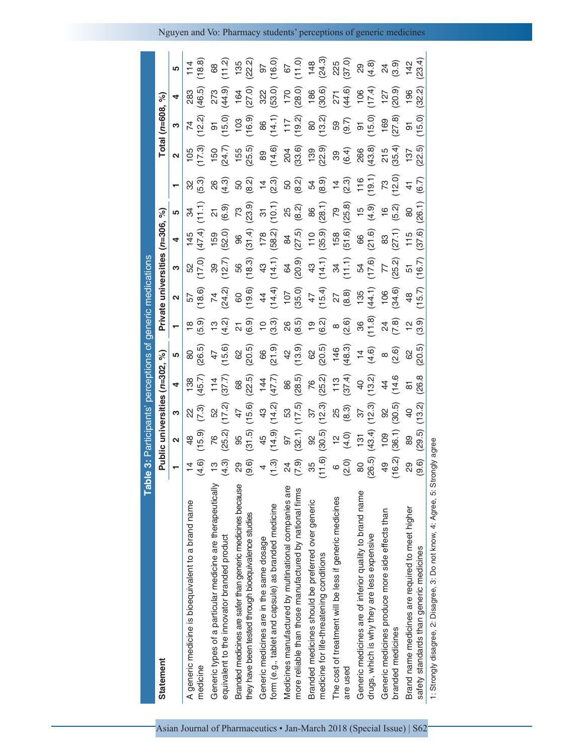**Table 3: Participants' perceptions of generic medications**

| Statement | Public universities (n=302, %) | | | | | Private universities (n=306, %) | | | | | Total (n=608, %) | | | | |
|---|---|---|---|---|---|---|---|---|---|---|---|---|---|---|---|
| | 1 | 2 | 3 | 4 | 5 | 1 | 2 | 3 | 4 | 5 | 1 | 2 | 3 | 4 | 5 |
| A generic medicine is bioequivalent to a brand name medicine | 14 (4.6) | 48 (15.9) | 22 (7.3) | 138 (45.7) | 80 (26.5) | 18 (5.9) | 57 (18.6) | 52 (17.0) | 145 (47.4) | 34 (11.1) | 32 (5.3) | 105 (17.3) | 74 (12.2) | 283 (46.5) | 114 (18.8) |
| Generic types of a particular medicine are therapeutically equivalent to the innovator branded product | 13 (4.3) | 76 (25.2) | 52 (17.2) | 114 (37.7) | 47 (15.6) | 13 (4.2) | 74 (24.2) | 39 (12.7) | 159 (52.0) | 21 (6.9) | 26 (4.3) | 150 (24.7) | 91 (15.0) | 273 (44.9) | 68 (11.2) |
| Branded medicines are safer than generic medicines because they have been tested through bioequivalence studies | 29 (9.6) | 95 (31.5) | 47 (15.6) | 68 (22.5) | 62 (20.5) | 21 (6.9) | 60 (19.6) | 56 (18.3) | 96 (31.4) | 73 (23.9) | 50 (8.2) | 155 (25.5) | 103 (16.9) | 164 (27.0) | 135 (22.2) |
| Generic medicines are in the same dosage form (e.g., tablet and capsule) as branded medicine | 4 (1.3) | 45 (14.9) | 43 (14.2) | 144 (47.7) | 66 (21.9) | 10 (3.3) | 44 (14.4) | 43 (14.1) | 178 (58.2) | 31 (10.1) | 14 (2.3) | 89 (14.6) | 86 (14.1) | 322 (53.0) | 97 (16.0) |
| Medicines manufactured by multinational companies are more reliable than those manufactured by national firms | 24 (7.9) | 97 (32.1) | 53 (17.5) | 86 (28.5) | 42 (13.9) | 26 (8.5) | 107 (35.0) | 64 (20.9) | 84 (27.5) | 25 (8.2) | 50 (8.2) | 204 (33.6) | 117 (19.2) | 170 (28.0) | 67 (11.0) |
| Branded medicines should be preferred over generic medicine for life-threatening conditions | 35 (11.6) | 92 (30.5) | 37 (12.3) | 76 (25.2) | 62 (20.5) | 19 (6.2) | 47 (15.4) | 43 (14.1) | 110 (35.9) | 86 (28.1) | 54 (8.9) | 139 (22.9) | 80 (13.2) | 186 (30.6) | 148 (24.3) |
| The cost of treatment will be less if generic medicines are used | 6 (2.0) | 12 (4.0) | 25 (8.3) | 113 (37.4) | 146 (48.3) | 8 (2.6) | 27 (8.8) | 34 (11.1) | 158 (51.6) | 79 (25.8) | 14 (2.3) | 39 (6.4) | 59 (9.7) | 271 (44.6) | 225 (37.0) |
| Generic medicines are of inferior quality to brand name drugs, which is why they are less expensive | 80 (26.5) | 131 (43.4) | 37 (12.3) | 40 (13.2) | 14 (4.6) | 36 (11.8) | 135 (44.1) | 54 (17.6) | 66 (21.6) | 15 (4.9) | 116 (19.1) | 266 (43.8) | 91 (15.0) | 106 (17.4) | 29 (4.8) |
| Generic medicines produce more side effects than branded medicines | 49 (16.2) | 109 (36.1) | 92 (30.5) | 44 (14.6 | 8 (2.6) | 24 (7.8) | 106 (34.6) | 77 (25.2) | 83 (27.1) | 16 (5.2) | 73 (12.0) | 215 (35.4) | 169 (27.8) | 127 (20.9) | 24 (3.9) |
| Brand name medicines are required to meet higher safety standards than generic medicines | 29 (9.6) | 89 (29.5) | 40 (13.2) | 81 (26.8 | 62 (20.5) | 12 (3.9) | 48 (15.7) | 51 (16.7) | 115 (37.6) | 80 (26.1) | 41 (6.7) | 137 (22.5) | 91 (15.0) | 196 (32.2) | 142 (23.4) |

1: Strongly disagree, 2: Disagree, 3: Do not know, 4: Agree, 5: Strongly agree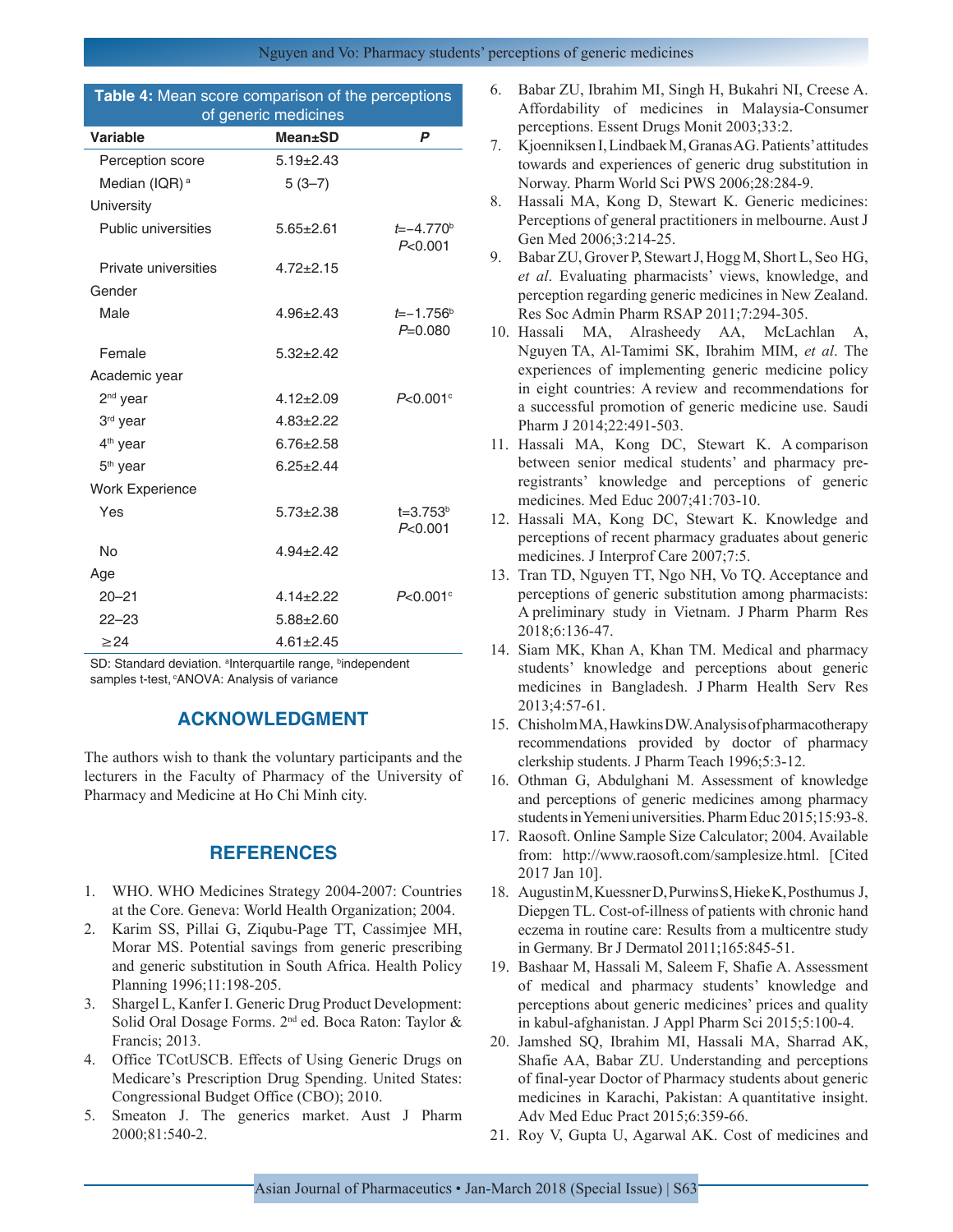**Table 4:** Mean score comparison of the perceptions of generic medicines

| Variable | Mean±SD | *P* |
|---|---|---|
| Perception score | 5.19±2.43 | |
| Median (IQR)[a] | 5 (3–7) | |
| University | | |
| Public universities | 5.65±2.61 | $t$=−4.770[b] $P$<0.001 |
| Private universities | 4.72±2.15 | |
| Gender | | |
| Male | 4.96±2.43 | $t$=−1.756[b] $P$=0.080 |
| Female | 5.32±2.42 | |
| Academic year | | |
| 2nd year | 4.12±2.09 | $P$<0.001[c] |
| 3rd year | 4.83±2.22 | |
| 4th year | 6.76±2.58 | |
| 5th year | 6.25±2.44 | |
| Work Experience | | |
| Yes | 5.73±2.38 | t=3.753[b] $P$<0.001 |
| No | 4.94±2.42 | |
| Age | | |
| 20–21 | 4.14±2.22 | $P$<0.001[c] |
| 22–23 | 5.88±2.60 | |
| ≥24 | 4.61±2.45 | |

SD: Standard deviation. [a]Interquartile range, [b]independent samples t-test, [c]ANOVA: Analysis of variance

## ACKNOWLEDGMENT

The authors wish to thank the voluntary participants and the lecturers in the Faculty of Pharmacy of the University of Pharmacy and Medicine at Ho Chi Minh city.

## REFERENCES

1. WHO. WHO Medicines Strategy 2004-2007: Countries at the Core. Geneva: World Health Organization; 2004.
2. Karim SS, Pillai G, Ziqubu-Page TT, Cassimjee MH, Morar MS. Potential savings from generic prescribing and generic substitution in South Africa. Health Policy Planning 1996;11:198-205.
3. Shargel L, Kanfer I. Generic Drug Product Development: Solid Oral Dosage Forms. 2nd ed. Boca Raton: Taylor & Francis; 2013.
4. Office TCotUSCB. Effects of Using Generic Drugs on Medicare's Prescription Drug Spending. United States: Congressional Budget Office (CBO); 2010.
5. Smeaton J. The generics market. Aust J Pharm 2000;81:540-2.
6. Babar ZU, Ibrahim MI, Singh H, Bukahri NI, Creese A. Affordability of medicines in Malaysia-Consumer perceptions. Essent Drugs Monit 2003;33:2.
7. Kjoenniksen I, Lindbaek M, Granas AG. Patients' attitudes towards and experiences of generic drug substitution in Norway. Pharm World Sci PWS 2006;28:284-9.
8. Hassali MA, Kong D, Stewart K. Generic medicines: Perceptions of general practitioners in melbourne. Aust J Gen Med 2006;3:214-25.
9. Babar ZU, Grover P, Stewart J, Hogg M, Short L, Seo HG, *et al*. Evaluating pharmacists' views, knowledge, and perception regarding generic medicines in New Zealand. Res Soc Admin Pharm RSAP 2011;7:294-305.
10. Hassali MA, Alrasheedy AA, McLachlan A, Nguyen TA, Al-Tamimi SK, Ibrahim MIM, *et al*. The experiences of implementing generic medicine policy in eight countries: A review and recommendations for a successful promotion of generic medicine use. Saudi Pharm J 2014;22:491-503.
11. Hassali MA, Kong DC, Stewart K. A comparison between senior medical students' and pharmacy pre-registrants' knowledge and perceptions of generic medicines. Med Educ 2007;41:703-10.
12. Hassali MA, Kong DC, Stewart K. Knowledge and perceptions of recent pharmacy graduates about generic medicines. J Interprof Care 2007;7:5.
13. Tran TD, Nguyen TT, Ngo NH, Vo TQ. Acceptance and perceptions of generic substitution among pharmacists: A preliminary study in Vietnam. J Pharm Pharm Res 2018;6:136-47.
14. Siam MK, Khan A, Khan TM. Medical and pharmacy students' knowledge and perceptions about generic medicines in Bangladesh. J Pharm Health Serv Res 2013;4:57-61.
15. Chisholm MA, Hawkins DW. Analysis of pharmacotherapy recommendations provided by doctor of pharmacy clerkship students. J Pharm Teach 1996;5:3-12.
16. Othman G, Abdulghani M. Assessment of knowledge and perceptions of generic medicines among pharmacy students in Yemeni universities. Pharm Educ 2015;15:93-8.
17. Raosoft. Online Sample Size Calculator; 2004. Available from: http://www.raosoft.com/samplesize.html. [Cited 2017 Jan 10].
18. Augustin M, Kuessner D, Purwins S, Hieke K, Posthumus J, Diepgen TL. Cost-of-illness of patients with chronic hand eczema in routine care: Results from a multicentre study in Germany. Br J Dermatol 2011;165:845-51.
19. Bashaar M, Hassali M, Saleem F, Shafie A. Assessment of medical and pharmacy students' knowledge and perceptions about generic medicines' prices and quality in kabul-afghanistan. J Appl Pharm Sci 2015;5:100-4.
20. Jamshed SQ, Ibrahim MI, Hassali MA, Sharrad AK, Shafie AA, Babar ZU. Understanding and perceptions of final-year Doctor of Pharmacy students about generic medicines in Karachi, Pakistan: A quantitative insight. Adv Med Educ Pract 2015;6:359-66.
21. Roy V, Gupta U, Agarwal AK. Cost of medicines and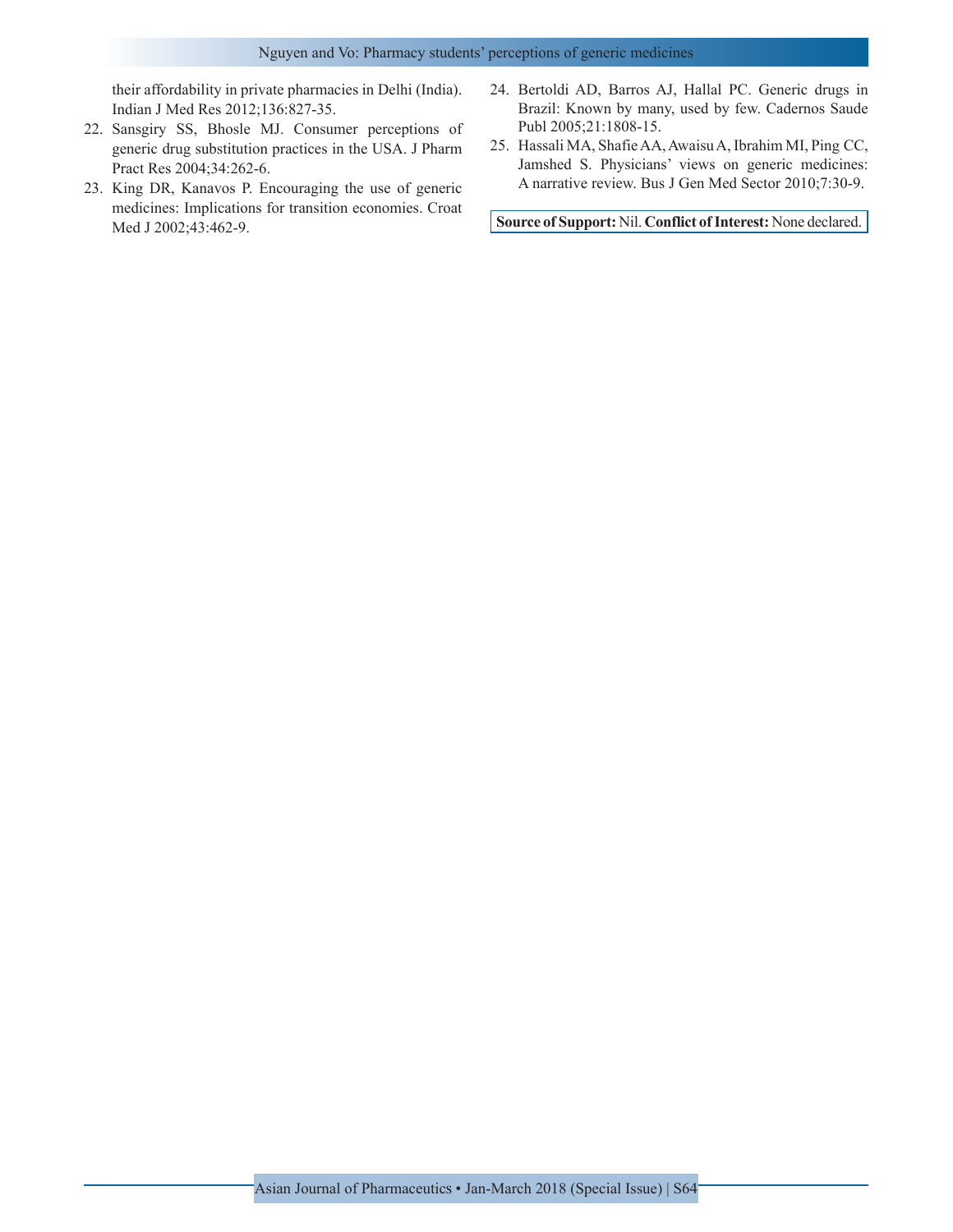their affordability in private pharmacies in Delhi (India). Indian J Med Res 2012;136:827-35.

22. Sansgiry SS, Bhosle MJ. Consumer perceptions of generic drug substitution practices in the USA. J Pharm Pract Res 2004;34:262-6.
23. King DR, Kanavos P. Encouraging the use of generic medicines: Implications for transition economies. Croat Med J 2002;43:462-9.
24. Bertoldi AD, Barros AJ, Hallal PC. Generic drugs in Brazil: Known by many, used by few. Cadernos Saude Publ 2005;21:1808-15.
25. Hassali MA, Shafie AA, Awaisu A, Ibrahim MI, Ping CC, Jamshed S. Physicians' views on generic medicines: A narrative review. Bus J Gen Med Sector 2010;7:30-9.

**Source of Support:** Nil. **Conflict of Interest:** None declared.